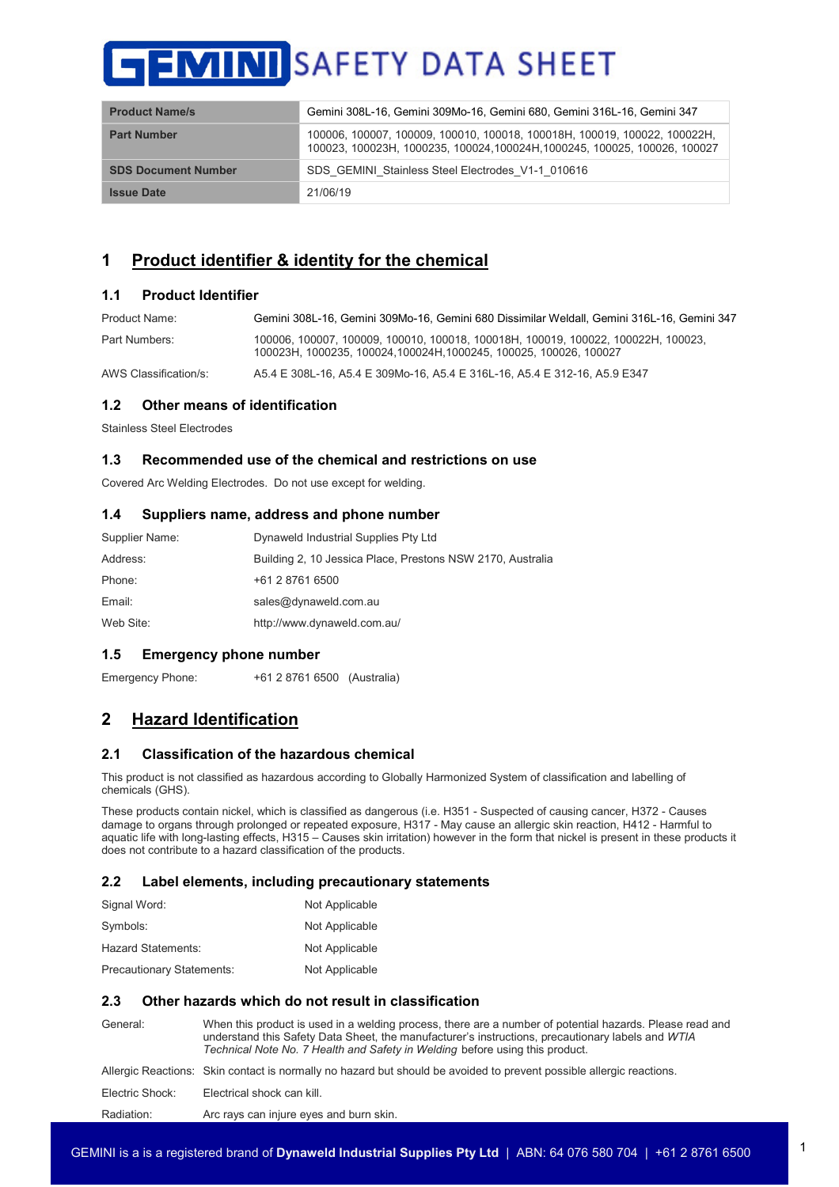# GEMINI SAFETY DATA SHEET

| Product Name/s | Gemini 308L-16, Gemini 309Mo-16, Gemini 680, Gemini 316L-16, Gemini 347 |
|---|---|
| Part Number | 100006, 100007, 100009, 100010, 100018, 100018H, 100019, 100022, 100022H, 100023, 100023H, 1000235, 100024,100024H,1000245, 100025, 100026, 100027 |
| SDS Document Number | SDS_GEMINI_Stainless Steel Electrodes_V1-1_010616 |
| Issue Date | 21/06/19 |

## 1 Product identifier & identity for the chemical

### 1.1 Product Identifier

| | |
|---|---|
| Product Name: | Gemini 308L-16, Gemini 309Mo-16, Gemini 680 Dissimilar Weldall, Gemini 316L-16, Gemini 347 |
| Part Numbers: | 100006, 100007, 100009, 100010, 100018, 100018H, 100019, 100022, 100022H, 100023, 100023H, 1000235, 100024,100024H,1000245, 100025, 100026, 100027 |
| AWS Classification/s: | A5.4 E 308L-16, A5.4 E 309Mo-16, A5.4 E 316L-16, A5.4 E 312-16, A5.9 E347 |

### 1.2 Other means of identification

Stainless Steel Electrodes

### 1.3 Recommended use of the chemical and restrictions on use

Covered Arc Welding Electrodes. Do not use except for welding.

### 1.4 Suppliers name, address and phone number

| | |
|---|---|
| Supplier Name: | Dynaweld Industrial Supplies Pty Ltd |
| Address: | Building 2, 10 Jessica Place, Prestons NSW 2170, Australia |
| Phone: | +61 2 8761 6500 |
| Email: | sales@dynaweld.com.au |
| Web Site: | http://www.dynaweld.com.au/ |

### 1.5 Emergency phone number

Emergency Phone: +61 2 8761 6500 (Australia)

## 2 Hazard Identification

### 2.1 Classification of the hazardous chemical

This product is not classified as hazardous according to Globally Harmonized System of classification and labelling of chemicals (GHS).

These products contain nickel, which is classified as dangerous (i.e. H351 - Suspected of causing cancer, H372 - Causes damage to organs through prolonged or repeated exposure, H317 - May cause an allergic skin reaction, H412 - Harmful to aquatic life with long-lasting effects, H315 – Causes skin irritation) however in the form that nickel is present in these products it does not contribute to a hazard classification of the products.

### 2.2 Label elements, including precautionary statements

| | |
|---|---|
| Signal Word: | Not Applicable |
| Symbols: | Not Applicable |
| Hazard Statements: | Not Applicable |
| Precautionary Statements: | Not Applicable |

### 2.3 Other hazards which do not result in classification

| | |
|---|---|
| General: | When this product is used in a welding process, there are a number of potential hazards. Please read and understand this Safety Data Sheet, the manufacturer's instructions, precautionary labels and *WTIA Technical Note No. 7 Health and Safety in Welding* before using this product. |
| Allergic Reactions: | Skin contact is normally no hazard but should be avoided to prevent possible allergic reactions. |
| Electric Shock: | Electrical shock can kill. |
| Radiation: | Arc rays can injure eyes and burn skin. |

GEMINI is a is a registered brand of **Dynaweld Industrial Supplies Pty Ltd** | ABN: 64 076 580 704 | +61 2 8761 6500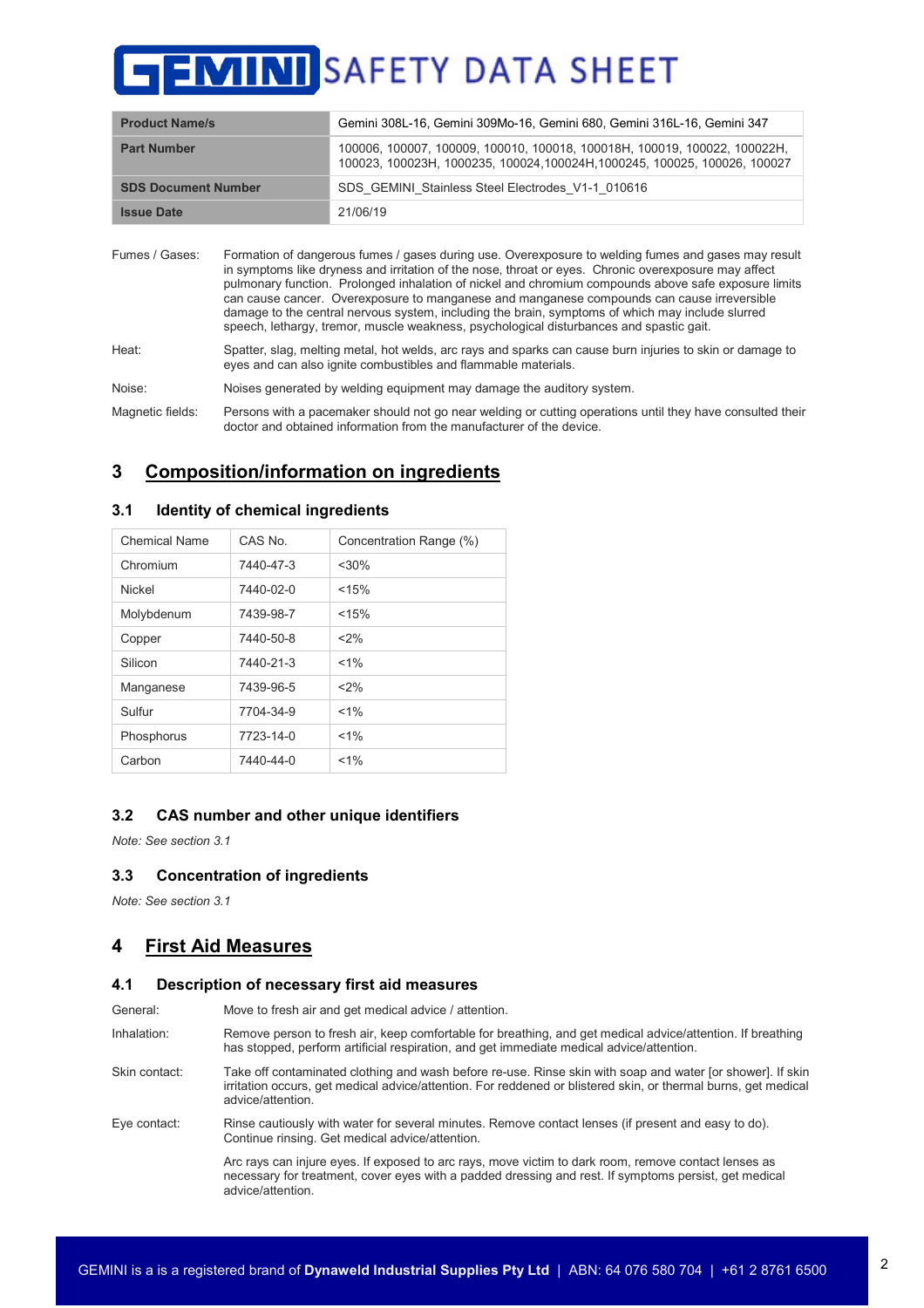| Product Name/s | Gemini 308L-16, Gemini 309Mo-16, Gemini 680, Gemini 316L-16, Gemini 347 |
|---|---|
| Part Number | 100006, 100007, 100009, 100010, 100018, 100018H, 100019, 100022, 100022H, 100023, 100023H, 1000235, 100024,100024H,1000245, 100025, 100026, 100027 |
| SDS Document Number | SDS_GEMINI_Stainless Steel Electrodes_V1-1_010616 |
| Issue Date | 21/06/19 |

Fumes / Gases: Formation of dangerous fumes / gases during use. Overexposure to welding fumes and gases may result in symptoms like dryness and irritation of the nose, throat or eyes. Chronic overexposure may affect pulmonary function. Prolonged inhalation of nickel and chromium compounds above safe exposure limits can cause cancer. Overexposure to manganese and manganese compounds can cause irreversible damage to the central nervous system, including the brain, symptoms of which may include slurred speech, lethargy, tremor, muscle weakness, psychological disturbances and spastic gait.

Heat: Spatter, slag, melting metal, hot welds, arc rays and sparks can cause burn injuries to skin or damage to eyes and can also ignite combustibles and flammable materials.

Noise: Noises generated by welding equipment may damage the auditory system.

Magnetic fields: Persons with a pacemaker should not go near welding or cutting operations until they have consulted their doctor and obtained information from the manufacturer of the device.

## 3 Composition/information on ingredients

### 3.1 Identity of chemical ingredients

| Chemical Name | CAS No. | Concentration Range (%) |
|---|---|---|
| Chromium | 7440-47-3 | <30% |
| Nickel | 7440-02-0 | <15% |
| Molybdenum | 7439-98-7 | <15% |
| Copper | 7440-50-8 | <2% |
| Silicon | 7440-21-3 | <1% |
| Manganese | 7439-96-5 | <2% |
| Sulfur | 7704-34-9 | <1% |
| Phosphorus | 7723-14-0 | <1% |
| Carbon | 7440-44-0 | <1% |

### 3.2 CAS number and other unique identifiers

*Note: See section 3.1*

### 3.3 Concentration of ingredients

*Note: See section 3.1*

## 4 First Aid Measures

### 4.1 Description of necessary first aid measures

General: Move to fresh air and get medical advice / attention.

Inhalation: Remove person to fresh air, keep comfortable for breathing, and get medical advice/attention. If breathing has stopped, perform artificial respiration, and get immediate medical advice/attention.

Skin contact: Take off contaminated clothing and wash before re-use. Rinse skin with soap and water [or shower]. If skin irritation occurs, get medical advice/attention. For reddened or blistered skin, or thermal burns, get medical advice/attention.

Eye contact: Rinse cautiously with water for several minutes. Remove contact lenses (if present and easy to do). Continue rinsing. Get medical advice/attention.

Arc rays can injure eyes. If exposed to arc rays, move victim to dark room, remove contact lenses as necessary for treatment, cover eyes with a padded dressing and rest. If symptoms persist, get medical advice/attention.

GEMINI is a is a registered brand of **Dynaweld Industrial Supplies Pty Ltd** | ABN: 64 076 580 704 | +61 2 8761 6500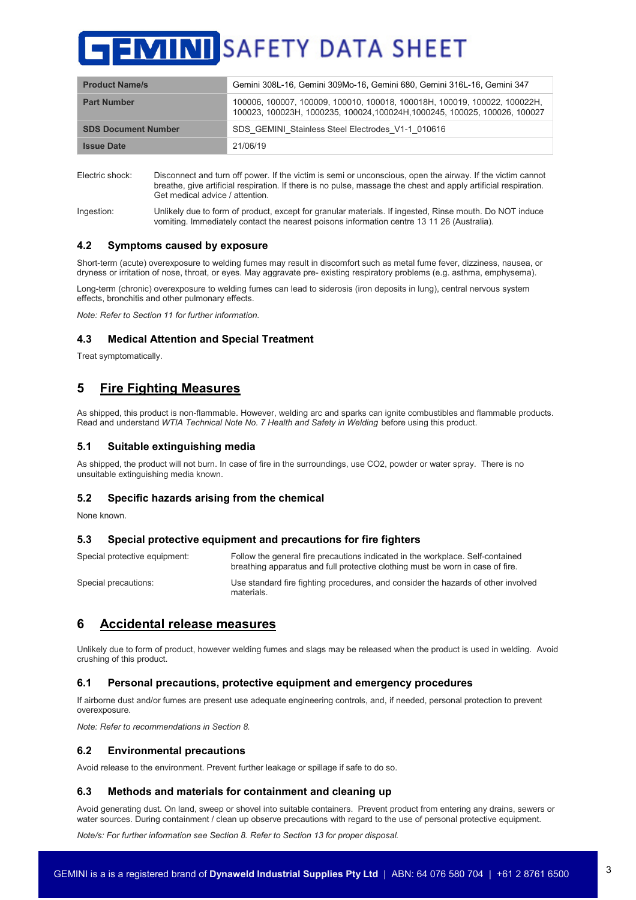| Product Name/s | Gemini 308L-16, Gemini 309Mo-16, Gemini 680, Gemini 316L-16, Gemini 347 |
|---|---|
| Part Number | 100006, 100007, 100009, 100010, 100018, 100018H, 100019, 100022, 100022H, 100023, 100023H, 1000235, 100024,100024H,1000245, 100025, 100026, 100027 |
| SDS Document Number | SDS_GEMINI_Stainless Steel Electrodes_V1-1_010616 |
| Issue Date | 21/06/19 |

Electric shock: Disconnect and turn off power. If the victim is semi or unconscious, open the airway. If the victim cannot breathe, give artificial respiration. If there is no pulse, massage the chest and apply artificial respiration. Get medical advice / attention.

Ingestion: Unlikely due to form of product, except for granular materials. If ingested, Rinse mouth. Do NOT induce vomiting. Immediately contact the nearest poisons information centre 13 11 26 (Australia).

### 4.2 Symptoms caused by exposure

Short-term (acute) overexposure to welding fumes may result in discomfort such as metal fume fever, dizziness, nausea, or dryness or irritation of nose, throat, or eyes. May aggravate pre- existing respiratory problems (e.g. asthma, emphysema).

Long-term (chronic) overexposure to welding fumes can lead to siderosis (iron deposits in lung), central nervous system effects, bronchitis and other pulmonary effects.

*Note: Refer to Section 11 for further information.*

### 4.3 Medical Attention and Special Treatment

Treat symptomatically.

## 5 Fire Fighting Measures

As shipped, this product is non-flammable. However, welding arc and sparks can ignite combustibles and flammable products. Read and understand *WTIA Technical Note No. 7 Health and Safety in Welding* before using this product.

### 5.1 Suitable extinguishing media

As shipped, the product will not burn. In case of fire in the surroundings, use CO2, powder or water spray. There is no unsuitable extinguishing media known.

### 5.2 Specific hazards arising from the chemical

None known.

### 5.3 Special protective equipment and precautions for fire fighters

Special protective equipment: Follow the general fire precautions indicated in the workplace. Self-contained breathing apparatus and full protective clothing must be worn in case of fire.

Special precautions: Use standard fire fighting procedures, and consider the hazards of other involved materials.

## 6 Accidental release measures

Unlikely due to form of product, however welding fumes and slags may be released when the product is used in welding. Avoid crushing of this product.

### 6.1 Personal precautions, protective equipment and emergency procedures

If airborne dust and/or fumes are present use adequate engineering controls, and, if needed, personal protection to prevent overexposure.

*Note: Refer to recommendations in Section 8.*

### 6.2 Environmental precautions

Avoid release to the environment. Prevent further leakage or spillage if safe to do so.

### 6.3 Methods and materials for containment and cleaning up

Avoid generating dust. On land, sweep or shovel into suitable containers. Prevent product from entering any drains, sewers or water sources. During containment / clean up observe precautions with regard to the use of personal protective equipment.

*Note/s: For further information see Section 8. Refer to Section 13 for proper disposal.*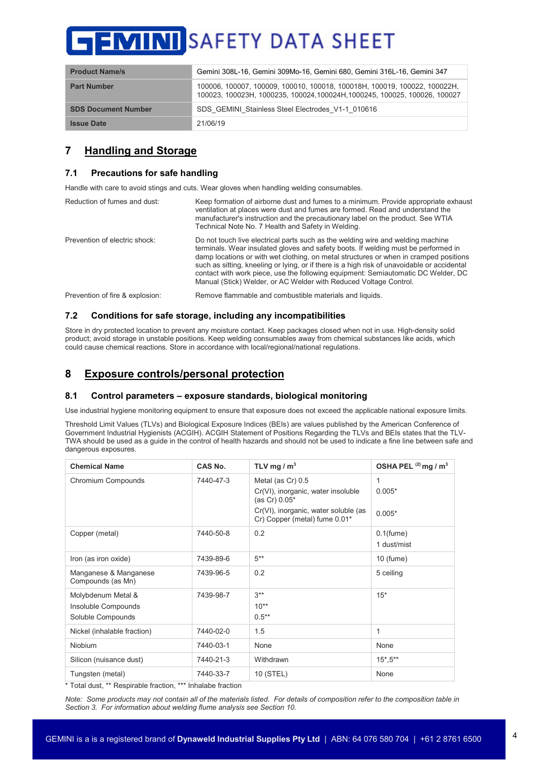# GEMINI SAFETY DATA SHEET

| Product Name/s | Gemini 308L-16, Gemini 309Mo-16, Gemini 680, Gemini 316L-16, Gemini 347 |
|---|---|
| Part Number | 100006, 100007, 100009, 100010, 100018, 100018H, 100019, 100022, 100022H, 100023, 100023H, 1000235, 100024,100024H,1000245, 100025, 100026, 100027 |
| SDS Document Number | SDS_GEMINI_Stainless Steel Electrodes_V1-1_010616 |
| Issue Date | 21/06/19 |

## 7 Handling and Storage

### 7.1 Precautions for safe handling

Handle with care to avoid stings and cuts. Wear gloves when handling welding consumables.

Reduction of fumes and dust: Keep formation of airborne dust and fumes to a minimum. Provide appropriate exhaust ventilation at places were dust and fumes are formed. Read and understand the manufacturer's instruction and the precautionary label on the product. See WTIA Technical Note No. 7 Health and Safety in Welding.

Prevention of electric shock: Do not touch live electrical parts such as the welding wire and welding machine terminals. Wear insulated gloves and safety boots. If welding must be performed in damp locations or with wet clothing, on metal structures or when in cramped positions such as sitting, kneeling or lying, or if there is a high risk of unavoidable or accidental contact with work piece, use the following equipment: Semiautomatic DC Welder, DC Manual (Stick) Welder, or AC Welder with Reduced Voltage Control.

Prevention of fire & explosion: Remove flammable and combustible materials and liquids.

### 7.2 Conditions for safe storage, including any incompatibilities

Store in dry protected location to prevent any moisture contact. Keep packages closed when not in use. High-density solid product; avoid storage in unstable positions. Keep welding consumables away from chemical substances like acids, which could cause chemical reactions. Store in accordance with local/regional/national regulations.

## 8 Exposure controls/personal protection

### 8.1 Control parameters – exposure standards, biological monitoring

Use industrial hygiene monitoring equipment to ensure that exposure does not exceed the applicable national exposure limits.

Threshold Limit Values (TLVs) and Biological Exposure Indices (BEIs) are values published by the American Conference of Government Industrial Hygienists (ACGIH). ACGIH Statement of Positions Regarding the TLVs and BEIs states that the TLV-TWA should be used as a guide in the control of health hazards and should not be used to indicate a fine line between safe and dangerous exposures.

| Chemical Name | CAS No. | TLV mg / $m^3$ | OSHA PEL (2) mg / $m^3$ |
|---|---|---|---|
| Chromium Compounds | 7440-47-3 | Metal (as Cr) 0.5<br>Cr(VI), inorganic, water insoluble (as Cr) 0.05*<br>Cr(VI), inorganic, water soluble (as Cr) Copper (metal) fume 0.01* | 1<br>0.005*<br>0.005* |
| Copper (metal) | 7440-50-8 | 0.2 | 0.1(fume)<br>1 dust/mist |
| Iron (as iron oxide) | 7439-89-6 | 5** | 10 (fume) |
| Manganese & Manganese Compounds (as Mn) | 7439-96-5 | 0.2 | 5 ceiling |
| Molybdenum Metal &<br>Insoluble Compounds<br>Soluble Compounds | 7439-98-7 | 3**<br>10**<br>0.5** | 15* |
| Nickel (inhalable fraction) | 7440-02-0 | 1.5 | 1 |
| Niobium | 7440-03-1 | None | None |
| Silicon (nuisance dust) | 7440-21-3 | Withdrawn | 15*,5** |
| Tungsten (metal) | 7440-33-7 | 10 (STEL) | None |

\* Total dust, ** Respirable fraction, *** Inhalabe fraction

*Note: Some products may not contain all of the materials listed. For details of composition refer to the composition table in Section 3. For information about welding flume analysis see Section 10.*

GEMINI is a is a registered brand of **Dynaweld Industrial Supplies Pty Ltd** | ABN: 64 076 580 704 | +61 2 8761 6500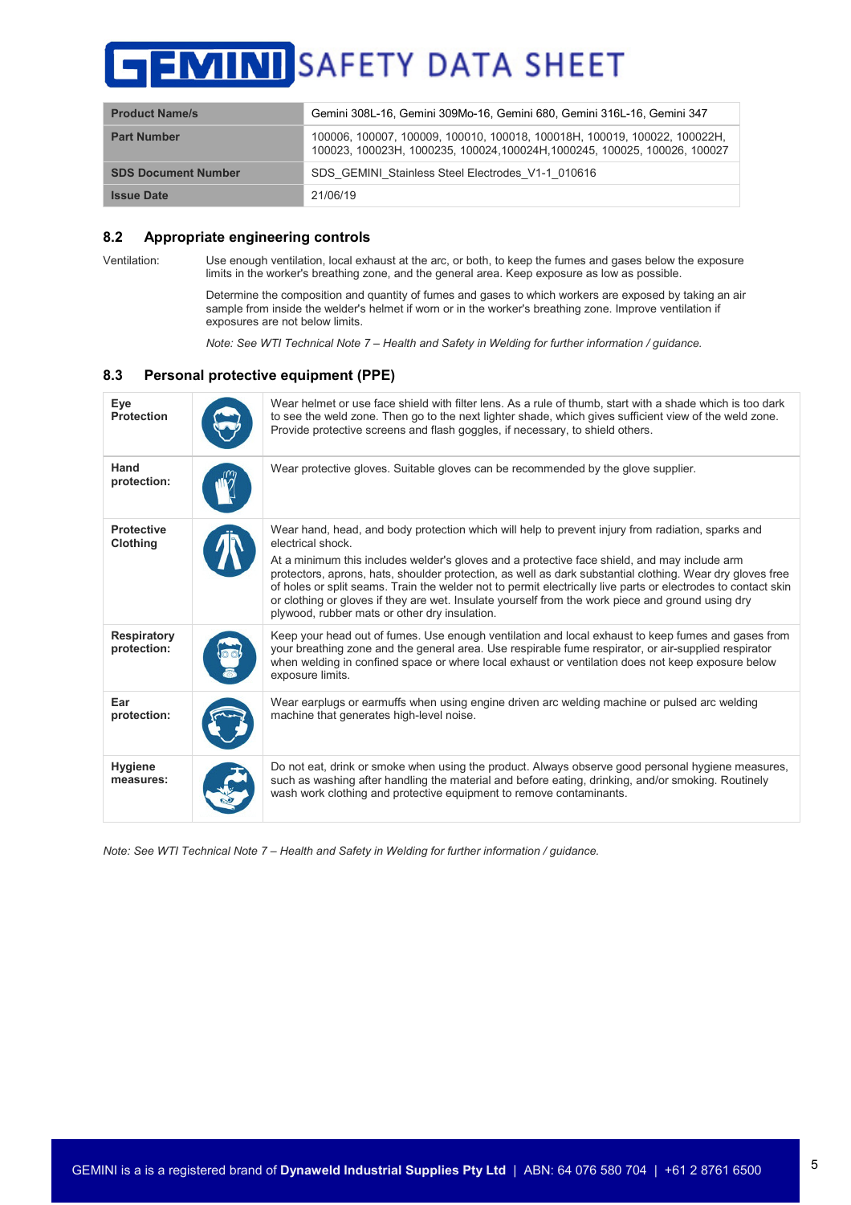| Product Name/s | Gemini 308L-16, Gemini 309Mo-16, Gemini 680, Gemini 316L-16, Gemini 347 |
|---|---|
| Part Number | 100006, 100007, 100009, 100010, 100018, 100018H, 100019, 100022, 100022H, 100023, 100023H, 1000235, 100024,100024H,1000245, 100025, 100026, 100027 |
| SDS Document Number | SDS_GEMINI_Stainless Steel Electrodes_V1-1_010616 |
| Issue Date | 21/06/19 |

## 8.2 Appropriate engineering controls

Ventilation: Use enough ventilation, local exhaust at the arc, or both, to keep the fumes and gases below the exposure limits in the worker's breathing zone, and the general area. Keep exposure as low as possible.

Determine the composition and quantity of fumes and gases to which workers are exposed by taking an air sample from inside the welder's helmet if worn or in the worker's breathing zone. Improve ventilation if exposures are not below limits.

*Note: See WTI Technical Note 7 – Health and Safety in Welding for further information / guidance.*

## 8.3 Personal protective equipment (PPE)

| | | |
|---|---|---|
| **Eye Protection** | | Wear helmet or use face shield with filter lens. As a rule of thumb, start with a shade which is too dark to see the weld zone. Then go to the next lighter shade, which gives sufficient view of the weld zone. Provide protective screens and flash goggles, if necessary, to shield others. |
| **Hand protection:** | | Wear protective gloves. Suitable gloves can be recommended by the glove supplier. |
| **Protective Clothing** | | Wear hand, head, and body protection which will help to prevent injury from radiation, sparks and electrical shock. At a minimum this includes welder's gloves and a protective face shield, and may include arm protectors, aprons, hats, shoulder protection, as well as dark substantial clothing. Wear dry gloves free of holes or split seams. Train the welder not to permit electrically live parts or electrodes to contact skin or clothing or gloves if they are wet. Insulate yourself from the work piece and ground using dry plywood, rubber mats or other dry insulation. |
| **Respiratory protection:** | | Keep your head out of fumes. Use enough ventilation and local exhaust to keep fumes and gases from your breathing zone and the general area. Use respirable fume respirator, or air-supplied respirator when welding in confined space or where local exhaust or ventilation does not keep exposure below exposure limits. |
| **Ear protection:** | | Wear earplugs or earmuffs when using engine driven arc welding machine or pulsed arc welding machine that generates high-level noise. |
| **Hygiene measures:** | | Do not eat, drink or smoke when using the product. Always observe good personal hygiene measures, such as washing after handling the material and before eating, drinking, and/or smoking. Routinely wash work clothing and protective equipment to remove contaminants. |

*Note: See WTI Technical Note 7 – Health and Safety in Welding for further information / guidance.*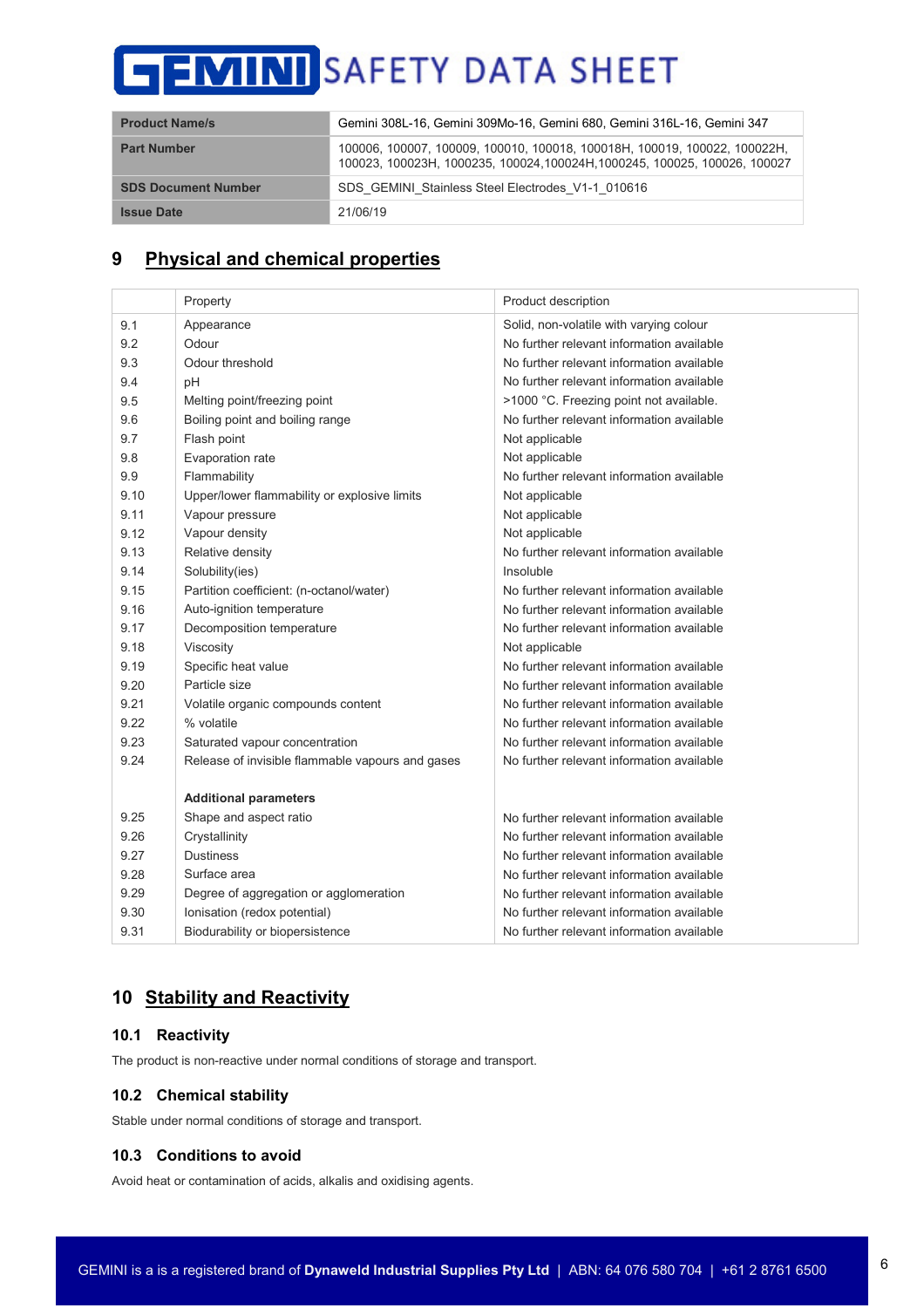# GEMINI SAFETY DATA SHEET

| Product Name/s | Gemini 308L-16, Gemini 309Mo-16, Gemini 680, Gemini 316L-16, Gemini 347 |
|---|---|
| Part Number | 100006, 100007, 100009, 100010, 100018, 100018H, 100019, 100022, 100022H, 100023, 100023H, 1000235, 100024,100024H,1000245, 100025, 100026, 100027 |
| SDS Document Number | SDS_GEMINI_Stainless Steel Electrodes_V1-1_010616 |
| Issue Date | 21/06/19 |

## 9 Physical and chemical properties

| | Property | Product description |
|---|---|---|
| 9.1 | Appearance | Solid, non-volatile with varying colour |
| 9.2 | Odour | No further relevant information available |
| 9.3 | Odour threshold | No further relevant information available |
| 9.4 | pH | No further relevant information available |
| 9.5 | Melting point/freezing point | >1000 °C. Freezing point not available. |
| 9.6 | Boiling point and boiling range | No further relevant information available |
| 9.7 | Flash point | Not applicable |
| 9.8 | Evaporation rate | Not applicable |
| 9.9 | Flammability | No further relevant information available |
| 9.10 | Upper/lower flammability or explosive limits | Not applicable |
| 9.11 | Vapour pressure | Not applicable |
| 9.12 | Vapour density | Not applicable |
| 9.13 | Relative density | No further relevant information available |
| 9.14 | Solubility(ies) | Insoluble |
| 9.15 | Partition coefficient: (n-octanol/water) | No further relevant information available |
| 9.16 | Auto-ignition temperature | No further relevant information available |
| 9.17 | Decomposition temperature | No further relevant information available |
| 9.18 | Viscosity | Not applicable |
| 9.19 | Specific heat value | No further relevant information available |
| 9.20 | Particle size | No further relevant information available |
| 9.21 | Volatile organic compounds content | No further relevant information available |
| 9.22 | % volatile | No further relevant information available |
| 9.23 | Saturated vapour concentration | No further relevant information available |
| 9.24 | Release of invisible flammable vapours and gases | No further relevant information available |
| | **Additional parameters** | |
| 9.25 | Shape and aspect ratio | No further relevant information available |
| 9.26 | Crystallinity | No further relevant information available |
| 9.27 | Dustiness | No further relevant information available |
| 9.28 | Surface area | No further relevant information available |
| 9.29 | Degree of aggregation or agglomeration | No further relevant information available |
| 9.30 | Ionisation (redox potential) | No further relevant information available |
| 9.31 | Biodurability or biopersistence | No further relevant information available |

## 10 Stability and Reactivity

### 10.1 Reactivity

The product is non-reactive under normal conditions of storage and transport.

### 10.2 Chemical stability

Stable under normal conditions of storage and transport.

### 10.3 Conditions to avoid

Avoid heat or contamination of acids, alkalis and oxidising agents.

GEMINI is a is a registered brand of **Dynaweld Industrial Supplies Pty Ltd** | ABN: 64 076 580 704 | +61 2 8761 6500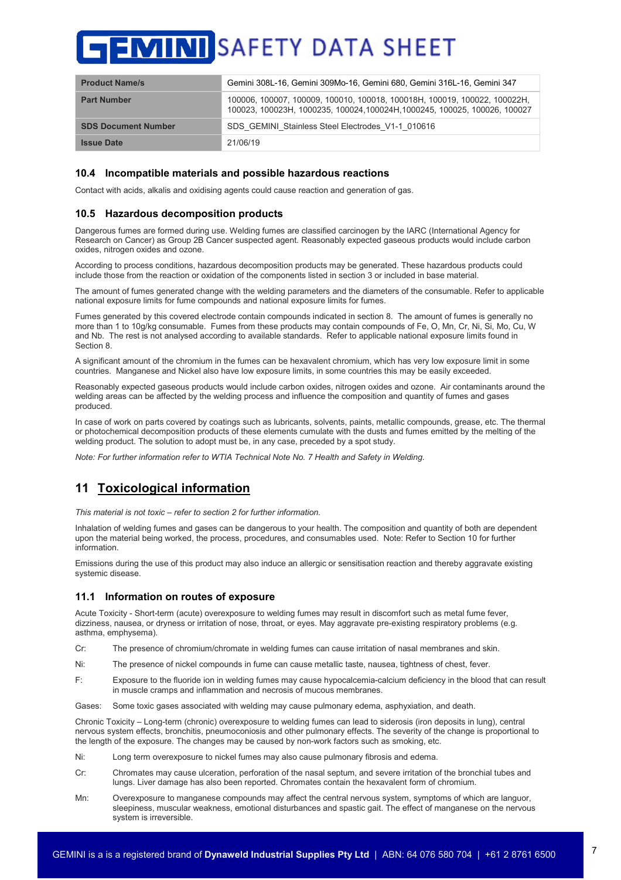| Product Name/s | Gemini 308L-16, Gemini 309Mo-16, Gemini 680, Gemini 316L-16, Gemini 347 |
|---|---|
| Part Number | 100006, 100007, 100009, 100010, 100018, 100018H, 100019, 100022, 100022H, 100023, 100023H, 1000235, 100024,100024H,1000245, 100025, 100026, 100027 |
| SDS Document Number | SDS_GEMINI_Stainless Steel Electrodes_V1-1_010616 |
| Issue Date | 21/06/19 |

### 10.4 Incompatible materials and possible hazardous reactions

Contact with acids, alkalis and oxidising agents could cause reaction and generation of gas.

### 10.5 Hazardous decomposition products

Dangerous fumes are formed during use. Welding fumes are classified carcinogen by the IARC (International Agency for Research on Cancer) as Group 2B Cancer suspected agent. Reasonably expected gaseous products would include carbon oxides, nitrogen oxides and ozone.

According to process conditions, hazardous decomposition products may be generated. These hazardous products could include those from the reaction or oxidation of the components listed in section 3 or included in base material.

The amount of fumes generated change with the welding parameters and the diameters of the consumable. Refer to applicable national exposure limits for fume compounds and national exposure limits for fumes.

Fumes generated by this covered electrode contain compounds indicated in section 8. The amount of fumes is generally no more than 1 to 10g/kg consumable. Fumes from these products may contain compounds of Fe, O, Mn, Cr, Ni, Si, Mo, Cu, W and Nb. The rest is not analysed according to available standards. Refer to applicable national exposure limits found in Section 8.

A significant amount of the chromium in the fumes can be hexavalent chromium, which has very low exposure limit in some countries. Manganese and Nickel also have low exposure limits, in some countries this may be easily exceeded.

Reasonably expected gaseous products would include carbon oxides, nitrogen oxides and ozone. Air contaminants around the welding areas can be affected by the welding process and influence the composition and quantity of fumes and gases produced.

In case of work on parts covered by coatings such as lubricants, solvents, paints, metallic compounds, grease, etc. The thermal or photochemical decomposition products of these elements cumulate with the dusts and fumes emitted by the melting of the welding product. The solution to adopt must be, in any case, preceded by a spot study.

*Note: For further information refer to WTIA Technical Note No. 7 Health and Safety in Welding.*

## 11 Toxicological information

*This material is not toxic – refer to section 2 for further information.*

Inhalation of welding fumes and gases can be dangerous to your health. The composition and quantity of both are dependent upon the material being worked, the process, procedures, and consumables used. Note: Refer to Section 10 for further information.

Emissions during the use of this product may also induce an allergic or sensitisation reaction and thereby aggravate existing systemic disease.

### 11.1 Information on routes of exposure

Acute Toxicity - Short-term (acute) overexposure to welding fumes may result in discomfort such as metal fume fever, dizziness, nausea, or dryness or irritation of nose, throat, or eyes. May aggravate pre-existing respiratory problems (e.g. asthma, emphysema).

Cr: The presence of chromium/chromate in welding fumes can cause irritation of nasal membranes and skin.

Ni: The presence of nickel compounds in fume can cause metallic taste, nausea, tightness of chest, fever.

F: Exposure to the fluoride ion in welding fumes may cause hypocalcemia-calcium deficiency in the blood that can result in muscle cramps and inflammation and necrosis of mucous membranes.

Gases: Some toxic gases associated with welding may cause pulmonary edema, asphyxiation, and death.

Chronic Toxicity – Long-term (chronic) overexposure to welding fumes can lead to siderosis (iron deposits in lung), central nervous system effects, bronchitis, pneumoconiosis and other pulmonary effects. The severity of the change is proportional to the length of the exposure. The changes may be caused by non-work factors such as smoking, etc.

Ni: Long term overexposure to nickel fumes may also cause pulmonary fibrosis and edema.

Cr: Chromates may cause ulceration, perforation of the nasal septum, and severe irritation of the bronchial tubes and lungs. Liver damage has also been reported. Chromates contain the hexavalent form of chromium.

Mn: Overexposure to manganese compounds may affect the central nervous system, symptoms of which are languor, sleepiness, muscular weakness, emotional disturbances and spastic gait. The effect of manganese on the nervous system is irreversible.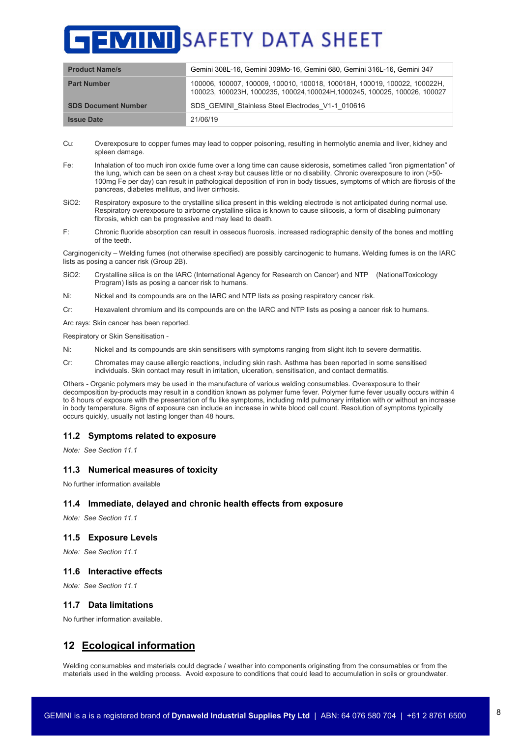| Product Name/s | Gemini 308L-16, Gemini 309Mo-16, Gemini 680, Gemini 316L-16, Gemini 347 |
|---|---|
| Part Number | 100006, 100007, 100009, 100010, 100018, 100018H, 100019, 100022, 100022H, 100023, 100023H, 1000235, 100024,100024H,1000245, 100025, 100026, 100027 |
| SDS Document Number | SDS_GEMINI_Stainless Steel Electrodes_V1-1_010616 |
| Issue Date | 21/06/19 |

Cu: Overexposure to copper fumes may lead to copper poisoning, resulting in hermolytic anemia and liver, kidney and spleen damage.

Fe: Inhalation of too much iron oxide fume over a long time can cause siderosis, sometimes called "iron pigmentation" of the lung, which can be seen on a chest x-ray but causes little or no disability. Chronic overexposure to iron (>50-100mg Fe per day) can result in pathological deposition of iron in body tissues, symptoms of which are fibrosis of the pancreas, diabetes mellitus, and liver cirrhosis.

$SiO_2$: Respiratory exposure to the crystalline silica present in this welding electrode is not anticipated during normal use. Respiratory overexposure to airborne crystalline silica is known to cause silicosis, a form of disabling pulmonary fibrosis, which can be progressive and may lead to death.

F: Chronic fluoride absorption can result in osseous fluorosis, increased radiographic density of the bones and mottling of the teeth.

Carginogenicity – Welding fumes (not otherwise specified) are possibly carcinogenic to humans. Welding fumes is on the IARC lists as posing a cancer risk (Group 2B).

$SiO_2$: Crystalline silica is on the IARC (International Agency for Research on Cancer) and NTP (NationalToxicology Program) lists as posing a cancer risk to humans.

Ni: Nickel and its compounds are on the IARC and NTP lists as posing respiratory cancer risk.

Cr: Hexavalent chromium and its compounds are on the IARC and NTP lists as posing a cancer risk to humans.

Arc rays: Skin cancer has been reported.

Respiratory or Skin Sensitisation -

Ni: Nickel and its compounds are skin sensitisers with symptoms ranging from slight itch to severe dermatitis.

Cr: Chromates may cause allergic reactions, including skin rash. Asthma has been reported in some sensitised individuals. Skin contact may result in irritation, ulceration, sensitisation, and contact dermatitis.

Others - Organic polymers may be used in the manufacture of various welding consumables. Overexposure to their decomposition by-products may result in a condition known as polymer fume fever. Polymer fume fever usually occurs within 4 to 8 hours of exposure with the presentation of flu like symptoms, including mild pulmonary irritation with or without an increase in body temperature. Signs of exposure can include an increase in white blood cell count. Resolution of symptoms typically occurs quickly, usually not lasting longer than 48 hours.

### 11.2 Symptoms related to exposure

*Note: See Section 11.1*

### 11.3 Numerical measures of toxicity

No further information available

### 11.4 Immediate, delayed and chronic health effects from exposure

*Note: See Section 11.1*

### 11.5 Exposure Levels

*Note: See Section 11.1*

### 11.6 Interactive effects

*Note: See Section 11.1*

### 11.7 Data limitations

No further information available.

## 12 Ecological information

Welding consumables and materials could degrade / weather into components originating from the consumables or from the materials used in the welding process. Avoid exposure to conditions that could lead to accumulation in soils or groundwater.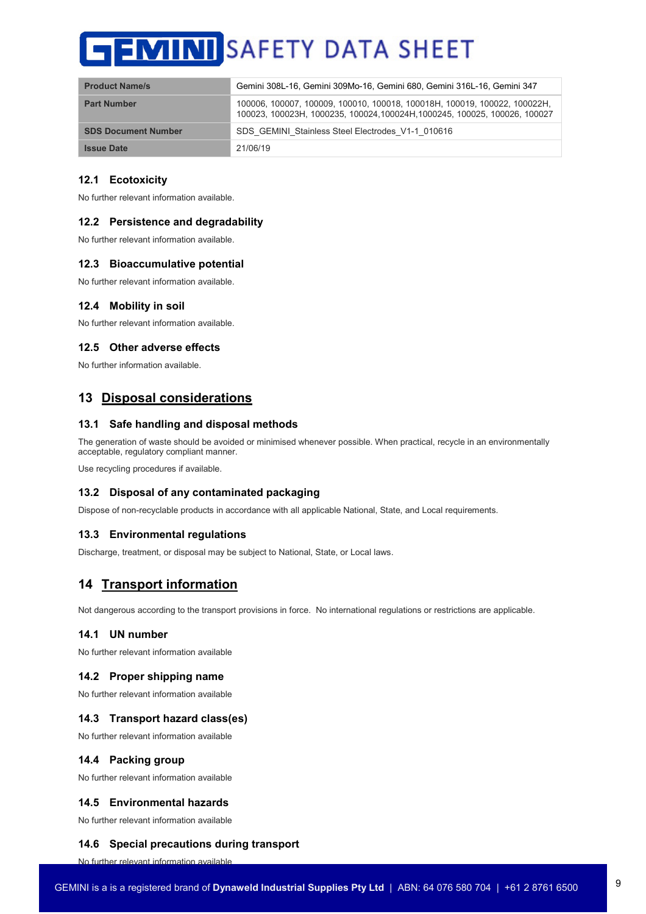| Product Name/s | Gemini 308L-16, Gemini 309Mo-16, Gemini 680, Gemini 316L-16, Gemini 347 |
|---|---|
| Part Number | 100006, 100007, 100009, 100010, 100018, 100018H, 100019, 100022, 100022H, 100023, 100023H, 1000235, 100024,100024H,1000245, 100025, 100026, 100027 |
| SDS Document Number | SDS_GEMINI_Stainless Steel Electrodes_V1-1_010616 |
| Issue Date | 21/06/19 |

### 12.1 Ecotoxicity

No further relevant information available.

### 12.2 Persistence and degradability

No further relevant information available.

### 12.3 Bioaccumulative potential

No further relevant information available.

### 12.4 Mobility in soil

No further relevant information available.

### 12.5 Other adverse effects

No further information available.

## 13 Disposal considerations

### 13.1 Safe handling and disposal methods

The generation of waste should be avoided or minimised whenever possible. When practical, recycle in an environmentally acceptable, regulatory compliant manner.

Use recycling procedures if available.

### 13.2 Disposal of any contaminated packaging

Dispose of non-recyclable products in accordance with all applicable National, State, and Local requirements.

### 13.3 Environmental regulations

Discharge, treatment, or disposal may be subject to National, State, or Local laws.

## 14 Transport information

Not dangerous according to the transport provisions in force. No international regulations or restrictions are applicable.

### 14.1 UN number

No further relevant information available

### 14.2 Proper shipping name

No further relevant information available

### 14.3 Transport hazard class(es)

No further relevant information available

### 14.4 Packing group

No further relevant information available

### 14.5 Environmental hazards

No further relevant information available

### 14.6 Special precautions during transport

No further relevant information available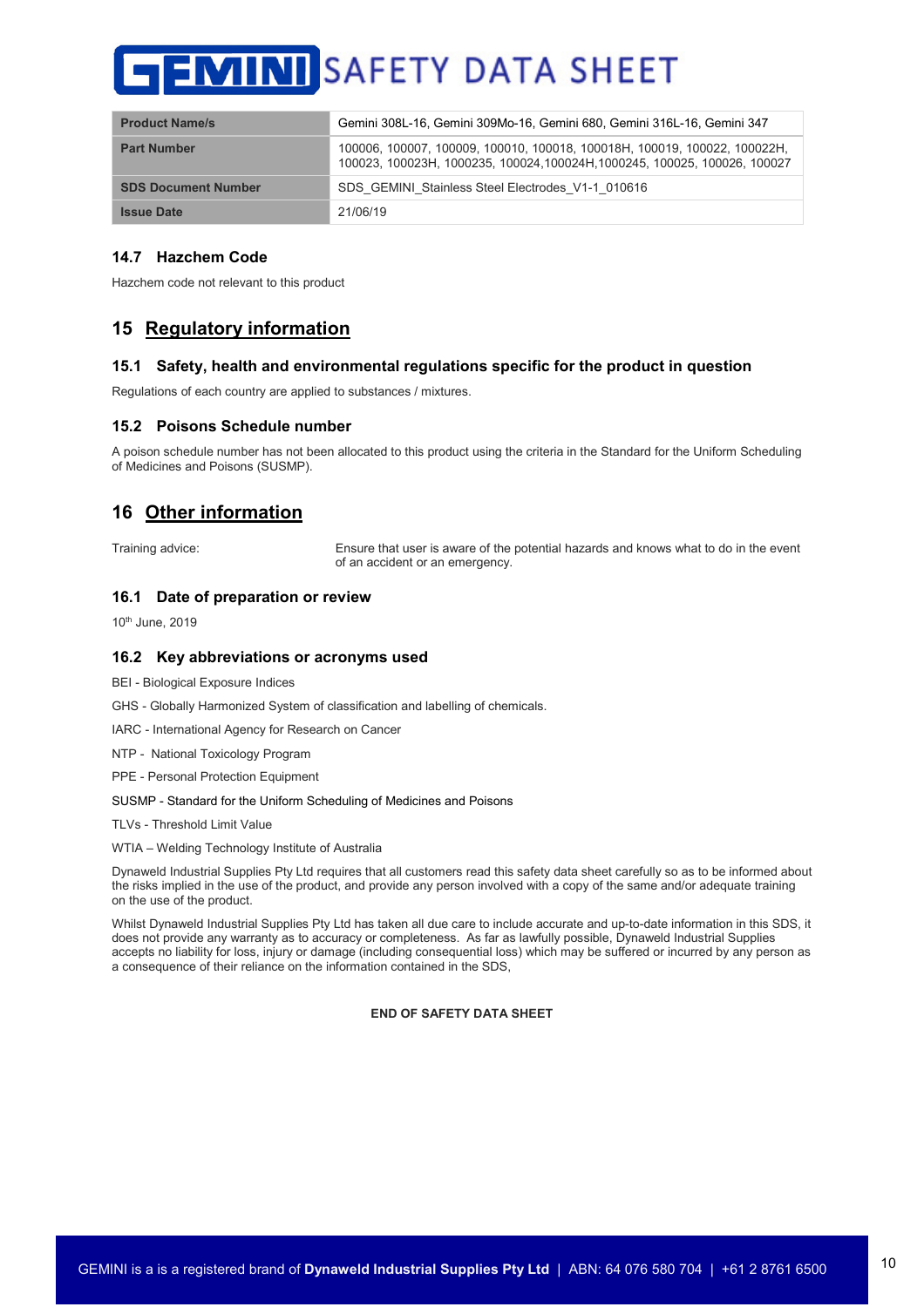| | |
|---|---|
| **Product Name/s** | Gemini 308L-16, Gemini 309Mo-16, Gemini 680, Gemini 316L-16, Gemini 347 |
| **Part Number** | 100006, 100007, 100009, 100010, 100018, 100018H, 100019, 100022, 100022H, 100023, 100023H, 1000235, 100024,100024H,1000245, 100025, 100026, 100027 |
| **SDS Document Number** | SDS_GEMINI_Stainless Steel Electrodes_V1-1_010616 |
| **Issue Date** | 21/06/19 |

### 14.7 Hazchem Code

Hazchem code not relevant to this product

## 15 Regulatory information

### 15.1 Safety, health and environmental regulations specific for the product in question

Regulations of each country are applied to substances / mixtures.

### 15.2 Poisons Schedule number

A poison schedule number has not been allocated to this product using the criteria in the Standard for the Uniform Scheduling of Medicines and Poisons (SUSMP).

## 16 Other information

Training advice: Ensure that user is aware of the potential hazards and knows what to do in the event of an accident or an emergency.

### 16.1 Date of preparation or review

10th June, 2019

### 16.2 Key abbreviations or acronyms used

BEI - Biological Exposure Indices

GHS - Globally Harmonized System of classification and labelling of chemicals.

IARC - International Agency for Research on Cancer

NTP - National Toxicology Program

PPE - Personal Protection Equipment

SUSMP - Standard for the Uniform Scheduling of Medicines and Poisons

TLVs - Threshold Limit Value

WTIA – Welding Technology Institute of Australia

Dynaweld Industrial Supplies Pty Ltd requires that all customers read this safety data sheet carefully so as to be informed about the risks implied in the use of the product, and provide any person involved with a copy of the same and/or adequate training on the use of the product.

Whilst Dynaweld Industrial Supplies Pty Ltd has taken all due care to include accurate and up-to-date information in this SDS, it does not provide any warranty as to accuracy or completeness. As far as lawfully possible, Dynaweld Industrial Supplies accepts no liability for loss, injury or damage (including consequential loss) which may be suffered or incurred by any person as a consequence of their reliance on the information contained in the SDS,

**END OF SAFETY DATA SHEET**